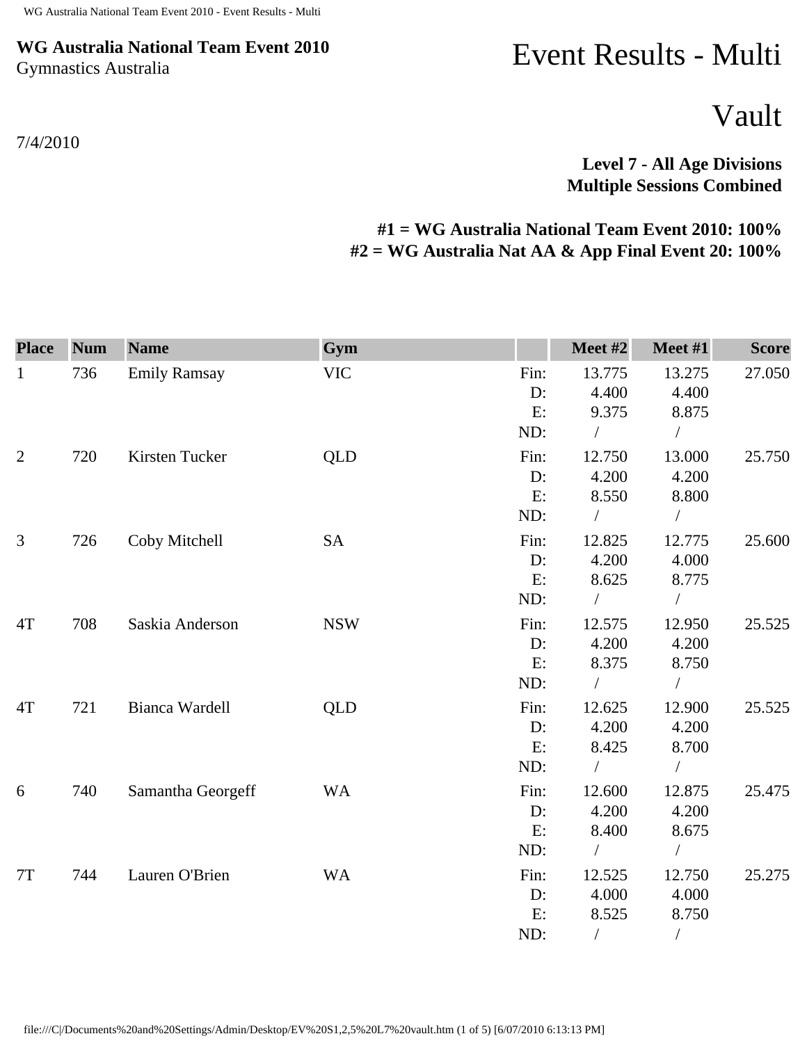**WG Australia National Team Event 2010**
Gymnastics Australia

# Event Results - Multi

# Vault

7/4/2010

**Level 7 - All Age Divisions**
**Multiple Sessions Combined**

**#1 = WG Australia National Team Event 2010: 100%**
**#2 = WG Australia Nat AA & App Final Event 20: 100%**

| Place | Num | Name | Gym | | Meet #2 | Meet #1 | Score |
|---|---|---|---|---|---|---|---|
| 1 | 736 | Emily Ramsay | VIC | Fin: | 13.775 | 13.275 | 27.050 |
| | | | | D: | 4.400 | 4.400 | |
| | | | | E: | 9.375 | 8.875 | |
| | | | | ND: | / | / | |
| 2 | 720 | Kirsten Tucker | QLD | Fin: | 12.750 | 13.000 | 25.750 |
| | | | | D: | 4.200 | 4.200 | |
| | | | | E: | 8.550 | 8.800 | |
| | | | | ND: | / | / | |
| 3 | 726 | Coby Mitchell | SA | Fin: | 12.825 | 12.775 | 25.600 |
| | | | | D: | 4.200 | 4.000 | |
| | | | | E: | 8.625 | 8.775 | |
| | | | | ND: | / | / | |
| 4T | 708 | Saskia Anderson | NSW | Fin: | 12.575 | 12.950 | 25.525 |
| | | | | D: | 4.200 | 4.200 | |
| | | | | E: | 8.375 | 8.750 | |
| | | | | ND: | / | / | |
| 4T | 721 | Bianca Wardell | QLD | Fin: | 12.625 | 12.900 | 25.525 |
| | | | | D: | 4.200 | 4.200 | |
| | | | | E: | 8.425 | 8.700 | |
| | | | | ND: | / | / | |
| 6 | 740 | Samantha Georgeff | WA | Fin: | 12.600 | 12.875 | 25.475 |
| | | | | D: | 4.200 | 4.200 | |
| | | | | E: | 8.400 | 8.675 | |
| | | | | ND: | / | / | |
| 7T | 744 | Lauren O'Brien | WA | Fin: | 12.525 | 12.750 | 25.275 |
| | | | | D: | 4.000 | 4.000 | |
| | | | | E: | 8.525 | 8.750 | |
| | | | | ND: | / | / | |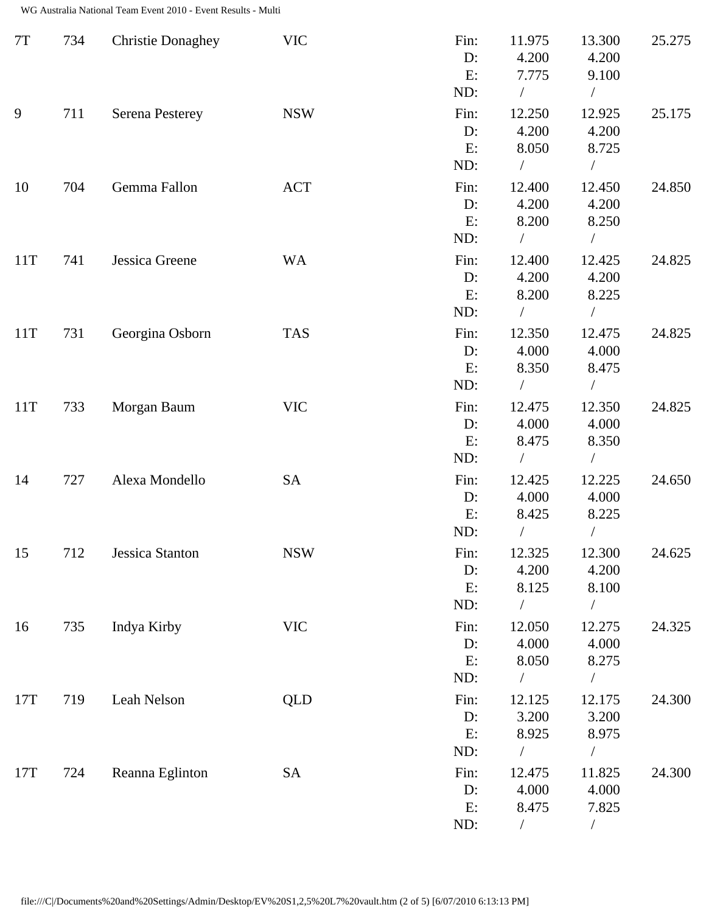| Rank | No. | Name | State | | Vault 1 | Vault 2 | Total |
|---|---|---|---|---|---|---|---|
| 7T | 734 | Christie Donaghey | VIC | Fin: | 11.975 | 13.300 | 25.275 |
| | | | | D: | 4.200 | 4.200 | |
| | | | | E: | 7.775 | 9.100 | |
| | | | | ND: | / | / | |
| 9 | 711 | Serena Pesterey | NSW | Fin: | 12.250 | 12.925 | 25.175 |
| | | | | D: | 4.200 | 4.200 | |
| | | | | E: | 8.050 | 8.725 | |
| | | | | ND: | / | / | |
| 10 | 704 | Gemma Fallon | ACT | Fin: | 12.400 | 12.450 | 24.850 |
| | | | | D: | 4.200 | 4.200 | |
| | | | | E: | 8.200 | 8.250 | |
| | | | | ND: | / | / | |
| 11T | 741 | Jessica Greene | WA | Fin: | 12.400 | 12.425 | 24.825 |
| | | | | D: | 4.200 | 4.200 | |
| | | | | E: | 8.200 | 8.225 | |
| | | | | ND: | / | / | |
| 11T | 731 | Georgina Osborn | TAS | Fin: | 12.350 | 12.475 | 24.825 |
| | | | | D: | 4.000 | 4.000 | |
| | | | | E: | 8.350 | 8.475 | |
| | | | | ND: | / | / | |
| 11T | 733 | Morgan Baum | VIC | Fin: | 12.475 | 12.350 | 24.825 |
| | | | | D: | 4.000 | 4.000 | |
| | | | | E: | 8.475 | 8.350 | |
| | | | | ND: | / | / | |
| 14 | 727 | Alexa Mondello | SA | Fin: | 12.425 | 12.225 | 24.650 |
| | | | | D: | 4.000 | 4.000 | |
| | | | | E: | 8.425 | 8.225 | |
| | | | | ND: | / | / | |
| 15 | 712 | Jessica Stanton | NSW | Fin: | 12.325 | 12.300 | 24.625 |
| | | | | D: | 4.200 | 4.200 | |
| | | | | E: | 8.125 | 8.100 | |
| | | | | ND: | / | / | |
| 16 | 735 | Indya Kirby | VIC | Fin: | 12.050 | 12.275 | 24.325 |
| | | | | D: | 4.000 | 4.000 | |
| | | | | E: | 8.050 | 8.275 | |
| | | | | ND: | / | / | |
| 17T | 719 | Leah Nelson | QLD | Fin: | 12.125 | 12.175 | 24.300 |
| | | | | D: | 3.200 | 3.200 | |
| | | | | E: | 8.925 | 8.975 | |
| | | | | ND: | / | / | |
| 17T | 724 | Reanna Eglinton | SA | Fin: | 12.475 | 11.825 | 24.300 |
| | | | | D: | 4.000 | 4.000 | |
| | | | | E: | 8.475 | 7.825 | |
| | | | | ND: | / | / | |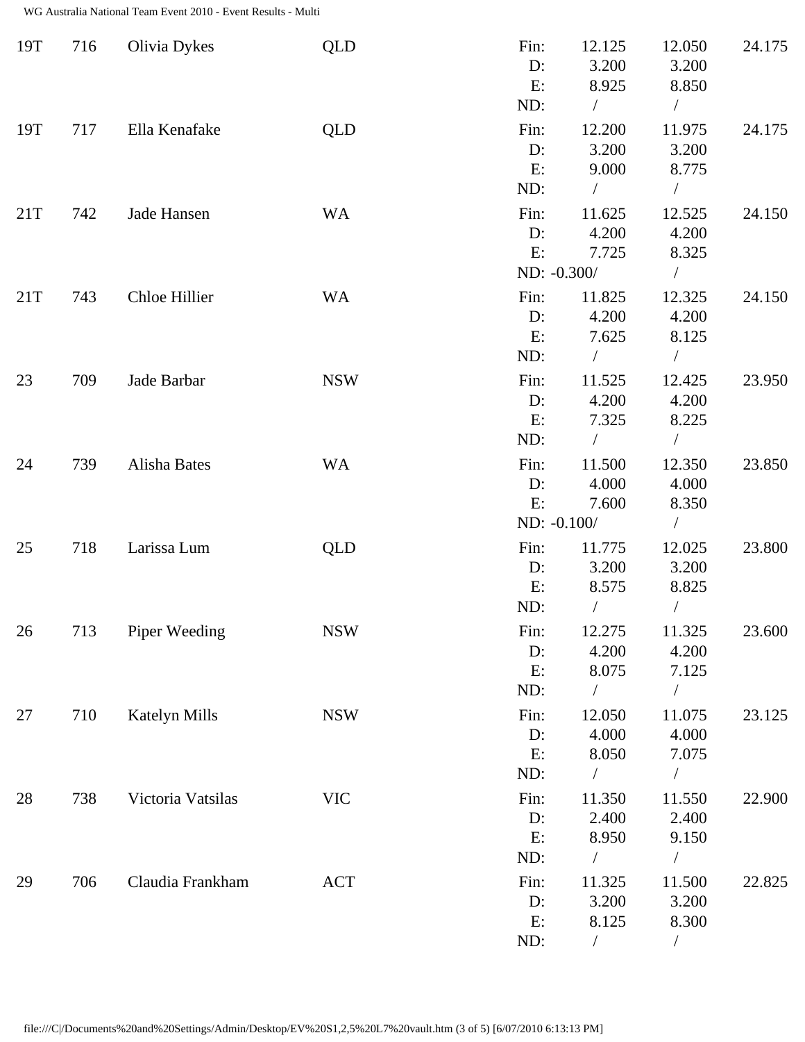| Rank | No. | Name | State | | Vault 1 | Vault 2 | Total |
|---|---|---|---|---|---|---|---|
| 19T | 716 | Olivia Dykes | QLD | Fin: | 12.125 | 12.050 | 24.175 |
| | | | | D: | 3.200 | 3.200 | |
| | | | | E: | 8.925 | 8.850 | |
| | | | | ND: | / | / | |
| 19T | 717 | Ella Kenafake | QLD | Fin: | 12.200 | 11.975 | 24.175 |
| | | | | D: | 3.200 | 3.200 | |
| | | | | E: | 9.000 | 8.775 | |
| | | | | ND: | / | / | |
| 21T | 742 | Jade Hansen | WA | Fin: | 11.625 | 12.525 | 24.150 |
| | | | | D: | 4.200 | 4.200 | |
| | | | | E: | 7.725 | 8.325 | |
| | | | | ND: | -0.300/ | / | |
| 21T | 743 | Chloe Hillier | WA | Fin: | 11.825 | 12.325 | 24.150 |
| | | | | D: | 4.200 | 4.200 | |
| | | | | E: | 7.625 | 8.125 | |
| | | | | ND: | / | / | |
| 23 | 709 | Jade Barbar | NSW | Fin: | 11.525 | 12.425 | 23.950 |
| | | | | D: | 4.200 | 4.200 | |
| | | | | E: | 7.325 | 8.225 | |
| | | | | ND: | / | / | |
| 24 | 739 | Alisha Bates | WA | Fin: | 11.500 | 12.350 | 23.850 |
| | | | | D: | 4.000 | 4.000 | |
| | | | | E: | 7.600 | 8.350 | |
| | | | | ND: | -0.100/ | / | |
| 25 | 718 | Larissa Lum | QLD | Fin: | 11.775 | 12.025 | 23.800 |
| | | | | D: | 3.200 | 3.200 | |
| | | | | E: | 8.575 | 8.825 | |
| | | | | ND: | / | / | |
| 26 | 713 | Piper Weeding | NSW | Fin: | 12.275 | 11.325 | 23.600 |
| | | | | D: | 4.200 | 4.200 | |
| | | | | E: | 8.075 | 7.125 | |
| | | | | ND: | / | / | |
| 27 | 710 | Katelyn Mills | NSW | Fin: | 12.050 | 11.075 | 23.125 |
| | | | | D: | 4.000 | 4.000 | |
| | | | | E: | 8.050 | 7.075 | |
| | | | | ND: | / | / | |
| 28 | 738 | Victoria Vatsilas | VIC | Fin: | 11.350 | 11.550 | 22.900 |
| | | | | D: | 2.400 | 2.400 | |
| | | | | E: | 8.950 | 9.150 | |
| | | | | ND: | / | / | |
| 29 | 706 | Claudia Frankham | ACT | Fin: | 11.325 | 11.500 | 22.825 |
| | | | | D: | 3.200 | 3.200 | |
| | | | | E: | 8.125 | 8.300 | |
| | | | | ND: | / | / | |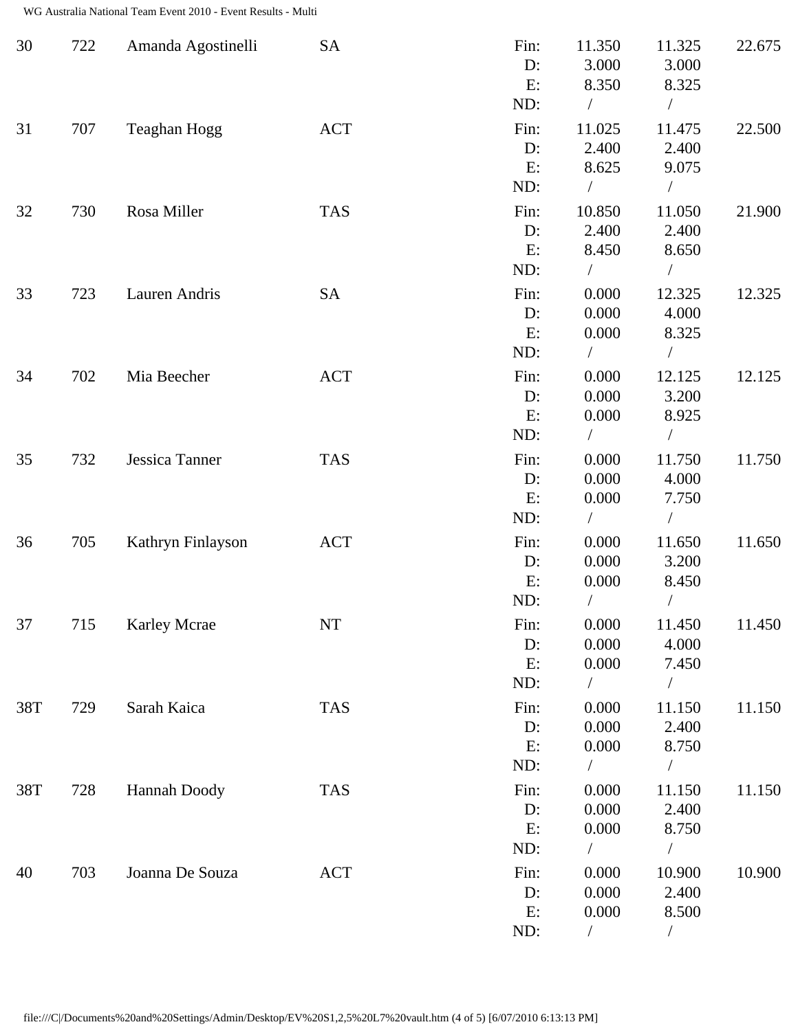| Rank | No. | Name | State | | Vault 1 | Vault 2 | Total |
|---|---|---|---|---|---|---|---|
| 30 | 722 | Amanda Agostinelli | SA | Fin: | 11.350 | 11.325 | 22.675 |
| | | | | D: | 3.000 | 3.000 | |
| | | | | E: | 8.350 | 8.325 | |
| | | | | ND: | / | / | |
| 31 | 707 | Teaghan Hogg | ACT | Fin: | 11.025 | 11.475 | 22.500 |
| | | | | D: | 2.400 | 2.400 | |
| | | | | E: | 8.625 | 9.075 | |
| | | | | ND: | / | / | |
| 32 | 730 | Rosa Miller | TAS | Fin: | 10.850 | 11.050 | 21.900 |
| | | | | D: | 2.400 | 2.400 | |
| | | | | E: | 8.450 | 8.650 | |
| | | | | ND: | / | / | |
| 33 | 723 | Lauren Andris | SA | Fin: | 0.000 | 12.325 | 12.325 |
| | | | | D: | 0.000 | 4.000 | |
| | | | | E: | 0.000 | 8.325 | |
| | | | | ND: | / | / | |
| 34 | 702 | Mia Beecher | ACT | Fin: | 0.000 | 12.125 | 12.125 |
| | | | | D: | 0.000 | 3.200 | |
| | | | | E: | 0.000 | 8.925 | |
| | | | | ND: | / | / | |
| 35 | 732 | Jessica Tanner | TAS | Fin: | 0.000 | 11.750 | 11.750 |
| | | | | D: | 0.000 | 4.000 | |
| | | | | E: | 0.000 | 7.750 | |
| | | | | ND: | / | / | |
| 36 | 705 | Kathryn Finlayson | ACT | Fin: | 0.000 | 11.650 | 11.650 |
| | | | | D: | 0.000 | 3.200 | |
| | | | | E: | 0.000 | 8.450 | |
| | | | | ND: | / | / | |
| 37 | 715 | Karley Mcrae | NT | Fin: | 0.000 | 11.450 | 11.450 |
| | | | | D: | 0.000 | 4.000 | |
| | | | | E: | 0.000 | 7.450 | |
| | | | | ND: | / | / | |
| 38T | 729 | Sarah Kaica | TAS | Fin: | 0.000 | 11.150 | 11.150 |
| | | | | D: | 0.000 | 2.400 | |
| | | | | E: | 0.000 | 8.750 | |
| | | | | ND: | / | / | |
| 38T | 728 | Hannah Doody | TAS | Fin: | 0.000 | 11.150 | 11.150 |
| | | | | D: | 0.000 | 2.400 | |
| | | | | E: | 0.000 | 8.750 | |
| | | | | ND: | / | / | |
| 40 | 703 | Joanna De Souza | ACT | Fin: | 0.000 | 10.900 | 10.900 |
| | | | | D: | 0.000 | 2.400 | |
| | | | | E: | 0.000 | 8.500 | |
| | | | | ND: | / | / | |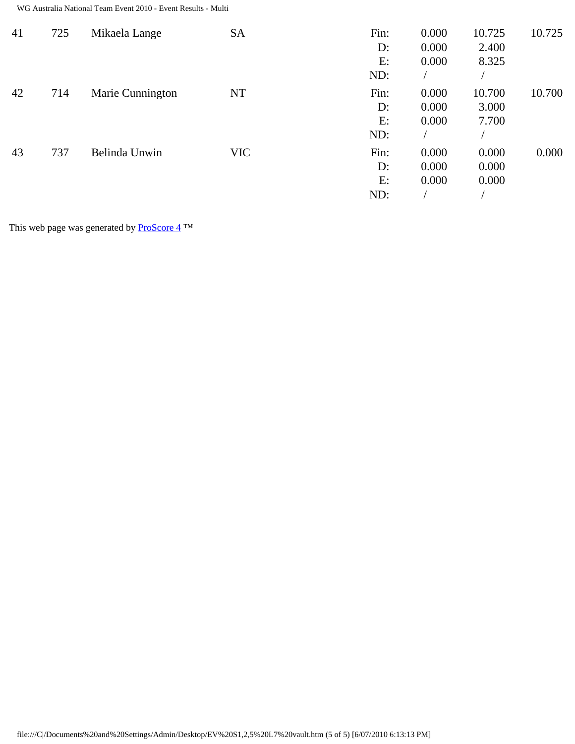| | | | | | | | |
|---|---|---|---|---|---|---|---|
| 41 | 725 | Mikaela Lange | SA | Fin: | 0.000 | 10.725 | 10.725 |
| | | | | D: | 0.000 | 2.400 | |
| | | | | E: | 0.000 | 8.325 | |
| | | | | ND: | / | / | |
| 42 | 714 | Marie Cunnington | NT | Fin: | 0.000 | 10.700 | 10.700 |
| | | | | D: | 0.000 | 3.000 | |
| | | | | E: | 0.000 | 7.700 | |
| | | | | ND: | / | / | |
| 43 | 737 | Belinda Unwin | VIC | Fin: | 0.000 | 0.000 | 0.000 |
| | | | | D: | 0.000 | 0.000 | |
| | | | | E: | 0.000 | 0.000 | |
| | | | | ND: | / | / | |

This web page was generated by ProScore 4 ™